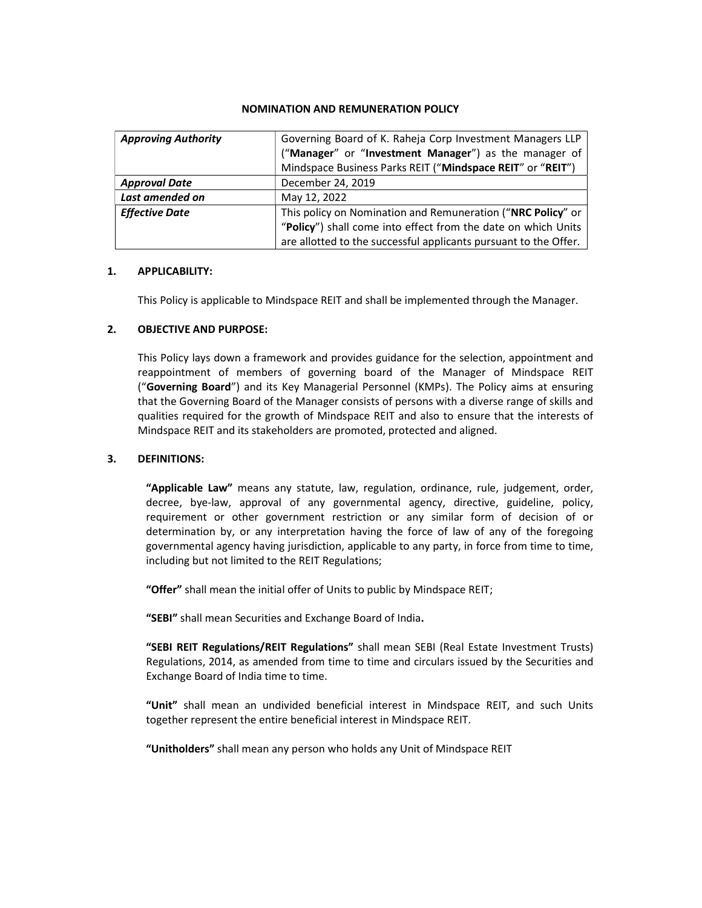# NOMINATION AND REMUNERATION POLICY

| | |
|---|---|
| ***Approving Authority*** | Governing Board of K. Raheja Corp Investment Managers LLP ("**Manager**" or "**Investment Manager**") as the manager of Mindspace Business Parks REIT ("**Mindspace REIT**" or "**REIT**") |
| ***Approval Date*** | December 24, 2019 |
| ***Last amended on*** | May 12, 2022 |
| ***Effective Date*** | This policy on Nomination and Remuneration ("**NRC Policy**" or "**Policy**") shall come into effect from the date on which Units are allotted to the successful applicants pursuant to the Offer. |

## 1. APPLICABILITY:

This Policy is applicable to Mindspace REIT and shall be implemented through the Manager.

## 2. OBJECTIVE AND PURPOSE:

This Policy lays down a framework and provides guidance for the selection, appointment and reappointment of members of governing board of the Manager of Mindspace REIT ("**Governing Board**") and its Key Managerial Personnel (KMPs). The Policy aims at ensuring that the Governing Board of the Manager consists of persons with a diverse range of skills and qualities required for the growth of Mindspace REIT and also to ensure that the interests of Mindspace REIT and its stakeholders are promoted, protected and aligned.

## 3. DEFINITIONS:

**"Applicable Law"** means any statute, law, regulation, ordinance, rule, judgement, order, decree, bye-law, approval of any governmental agency, directive, guideline, policy, requirement or other government restriction or any similar form of decision of or determination by, or any interpretation having the force of law of any of the foregoing governmental agency having jurisdiction, applicable to any party, in force from time to time, including but not limited to the REIT Regulations;

**"Offer"** shall mean the initial offer of Units to public by Mindspace REIT;

**"SEBI"** shall mean Securities and Exchange Board of India**.**

**"SEBI REIT Regulations/REIT Regulations"** shall mean SEBI (Real Estate Investment Trusts) Regulations, 2014, as amended from time to time and circulars issued by the Securities and Exchange Board of India time to time.

**"Unit"** shall mean an undivided beneficial interest in Mindspace REIT, and such Units together represent the entire beneficial interest in Mindspace REIT.

**"Unitholders"** shall mean any person who holds any Unit of Mindspace REIT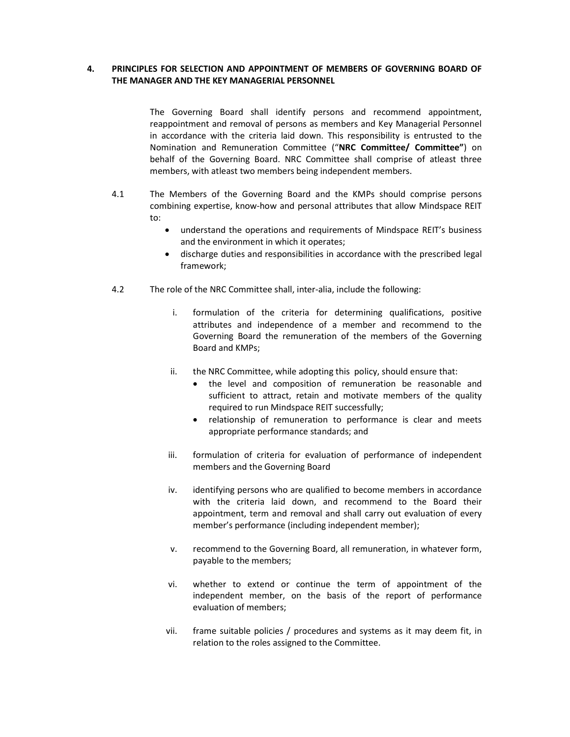## 4. PRINCIPLES FOR SELECTION AND APPOINTMENT OF MEMBERS OF GOVERNING BOARD OF THE MANAGER AND THE KEY MANAGERIAL PERSONNEL

The Governing Board shall identify persons and recommend appointment, reappointment and removal of persons as members and Key Managerial Personnel in accordance with the criteria laid down. This responsibility is entrusted to the Nomination and Remuneration Committee ("**NRC Committee/ Committee"**) on behalf of the Governing Board. NRC Committee shall comprise of atleast three members, with atleast two members being independent members.

4.1 The Members of the Governing Board and the KMPs should comprise persons combining expertise, know-how and personal attributes that allow Mindspace REIT to:

- understand the operations and requirements of Mindspace REIT's business and the environment in which it operates;
- discharge duties and responsibilities in accordance with the prescribed legal framework;

4.2 The role of the NRC Committee shall, inter-alia, include the following:

i. formulation of the criteria for determining qualifications, positive attributes and independence of a member and recommend to the Governing Board the remuneration of the members of the Governing Board and KMPs;

ii. the NRC Committee, while adopting this policy, should ensure that:
   - the level and composition of remuneration be reasonable and sufficient to attract, retain and motivate members of the quality required to run Mindspace REIT successfully;
   - relationship of remuneration to performance is clear and meets appropriate performance standards; and

iii. formulation of criteria for evaluation of performance of independent members and the Governing Board

iv. identifying persons who are qualified to become members in accordance with the criteria laid down, and recommend to the Board their appointment, term and removal and shall carry out evaluation of every member's performance (including independent member);

v. recommend to the Governing Board, all remuneration, in whatever form, payable to the members;

vi. whether to extend or continue the term of appointment of the independent member, on the basis of the report of performance evaluation of members;

vii. frame suitable policies / procedures and systems as it may deem fit, in relation to the roles assigned to the Committee.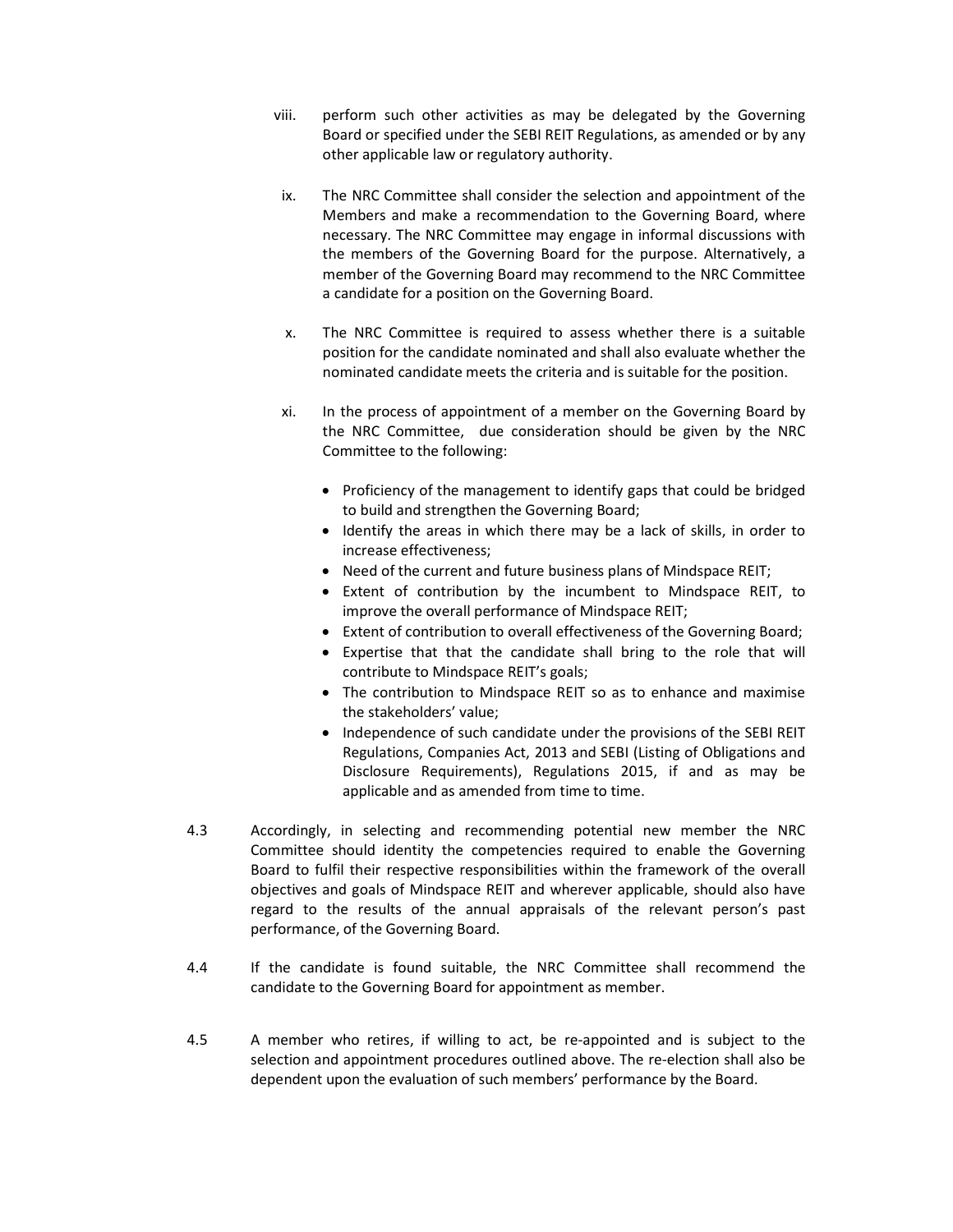viii. perform such other activities as may be delegated by the Governing Board or specified under the SEBI REIT Regulations, as amended or by any other applicable law or regulatory authority.

ix. The NRC Committee shall consider the selection and appointment of the Members and make a recommendation to the Governing Board, where necessary. The NRC Committee may engage in informal discussions with the members of the Governing Board for the purpose. Alternatively, a member of the Governing Board may recommend to the NRC Committee a candidate for a position on the Governing Board.

x. The NRC Committee is required to assess whether there is a suitable position for the candidate nominated and shall also evaluate whether the nominated candidate meets the criteria and is suitable for the position.

xi. In the process of appointment of a member on the Governing Board by the NRC Committee, due consideration should be given by the NRC Committee to the following:

- Proficiency of the management to identify gaps that could be bridged to build and strengthen the Governing Board;
- Identify the areas in which there may be a lack of skills, in order to increase effectiveness;
- Need of the current and future business plans of Mindspace REIT;
- Extent of contribution by the incumbent to Mindspace REIT, to improve the overall performance of Mindspace REIT;
- Extent of contribution to overall effectiveness of the Governing Board;
- Expertise that that the candidate shall bring to the role that will contribute to Mindspace REIT's goals;
- The contribution to Mindspace REIT so as to enhance and maximise the stakeholders' value;
- Independence of such candidate under the provisions of the SEBI REIT Regulations, Companies Act, 2013 and SEBI (Listing of Obligations and Disclosure Requirements), Regulations 2015, if and as may be applicable and as amended from time to time.

4.3 Accordingly, in selecting and recommending potential new member the NRC Committee should identity the competencies required to enable the Governing Board to fulfil their respective responsibilities within the framework of the overall objectives and goals of Mindspace REIT and wherever applicable, should also have regard to the results of the annual appraisals of the relevant person's past performance, of the Governing Board.

4.4 If the candidate is found suitable, the NRC Committee shall recommend the candidate to the Governing Board for appointment as member.

4.5 A member who retires, if willing to act, be re-appointed and is subject to the selection and appointment procedures outlined above. The re-election shall also be dependent upon the evaluation of such members' performance by the Board.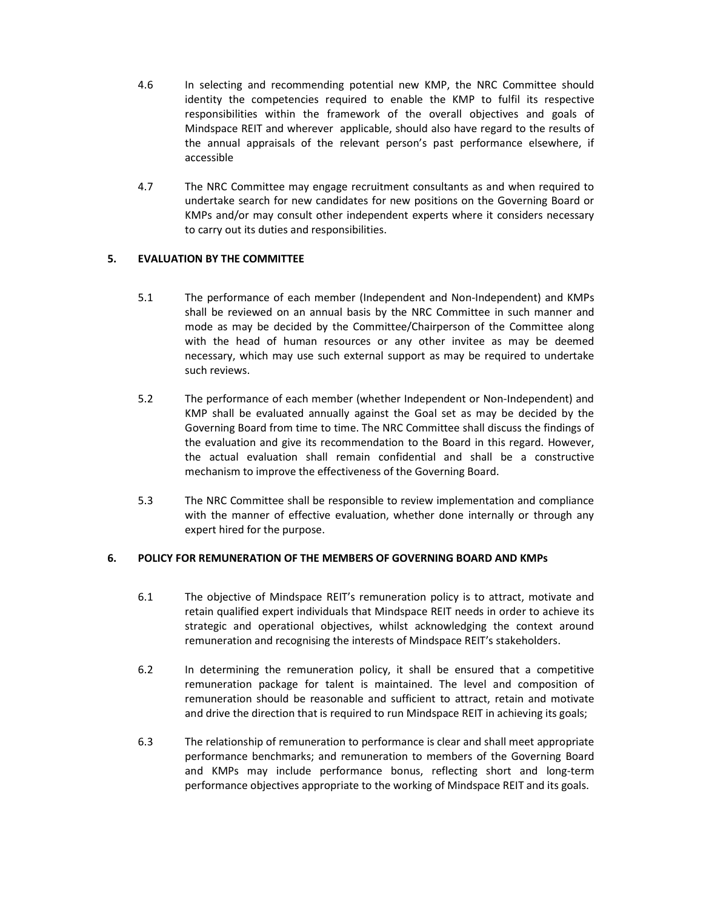4.6 In selecting and recommending potential new KMP, the NRC Committee should identity the competencies required to enable the KMP to fulfil its respective responsibilities within the framework of the overall objectives and goals of Mindspace REIT and wherever applicable, should also have regard to the results of the annual appraisals of the relevant person's past performance elsewhere, if accessible

4.7 The NRC Committee may engage recruitment consultants as and when required to undertake search for new candidates for new positions on the Governing Board or KMPs and/or may consult other independent experts where it considers necessary to carry out its duties and responsibilities.

## 5. EVALUATION BY THE COMMITTEE

5.1 The performance of each member (Independent and Non-Independent) and KMPs shall be reviewed on an annual basis by the NRC Committee in such manner and mode as may be decided by the Committee/Chairperson of the Committee along with the head of human resources or any other invitee as may be deemed necessary, which may use such external support as may be required to undertake such reviews.

5.2 The performance of each member (whether Independent or Non-Independent) and KMP shall be evaluated annually against the Goal set as may be decided by the Governing Board from time to time. The NRC Committee shall discuss the findings of the evaluation and give its recommendation to the Board in this regard. However, the actual evaluation shall remain confidential and shall be a constructive mechanism to improve the effectiveness of the Governing Board.

5.3 The NRC Committee shall be responsible to review implementation and compliance with the manner of effective evaluation, whether done internally or through any expert hired for the purpose.

## 6. POLICY FOR REMUNERATION OF THE MEMBERS OF GOVERNING BOARD AND KMPs

6.1 The objective of Mindspace REIT's remuneration policy is to attract, motivate and retain qualified expert individuals that Mindspace REIT needs in order to achieve its strategic and operational objectives, whilst acknowledging the context around remuneration and recognising the interests of Mindspace REIT's stakeholders.

6.2 In determining the remuneration policy, it shall be ensured that a competitive remuneration package for talent is maintained. The level and composition of remuneration should be reasonable and sufficient to attract, retain and motivate and drive the direction that is required to run Mindspace REIT in achieving its goals;

6.3 The relationship of remuneration to performance is clear and shall meet appropriate performance benchmarks; and remuneration to members of the Governing Board and KMPs may include performance bonus, reflecting short and long-term performance objectives appropriate to the working of Mindspace REIT and its goals.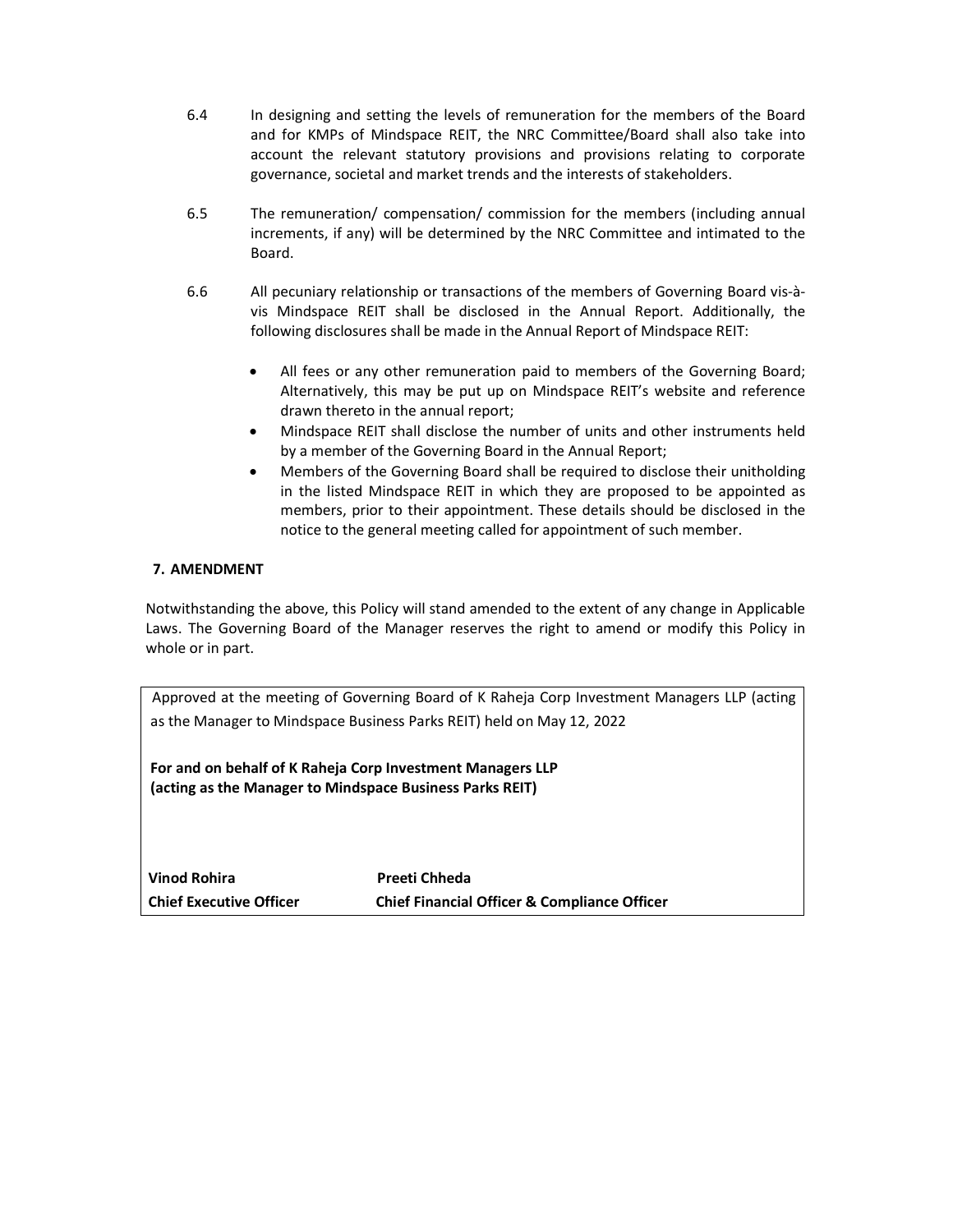6.4 In designing and setting the levels of remuneration for the members of the Board and for KMPs of Mindspace REIT, the NRC Committee/Board shall also take into account the relevant statutory provisions and provisions relating to corporate governance, societal and market trends and the interests of stakeholders.

6.5 The remuneration/ compensation/ commission for the members (including annual increments, if any) will be determined by the NRC Committee and intimated to the Board.

6.6 All pecuniary relationship or transactions of the members of Governing Board vis-à-vis Mindspace REIT shall be disclosed in the Annual Report. Additionally, the following disclosures shall be made in the Annual Report of Mindspace REIT:

- All fees or any other remuneration paid to members of the Governing Board; Alternatively, this may be put up on Mindspace REIT's website and reference drawn thereto in the annual report;
- Mindspace REIT shall disclose the number of units and other instruments held by a member of the Governing Board in the Annual Report;
- Members of the Governing Board shall be required to disclose their unitholding in the listed Mindspace REIT in which they are proposed to be appointed as members, prior to their appointment. These details should be disclosed in the notice to the general meeting called for appointment of such member.

## 7. AMENDMENT

Notwithstanding the above, this Policy will stand amended to the extent of any change in Applicable Laws. The Governing Board of the Manager reserves the right to amend or modify this Policy in whole or in part.

Approved at the meeting of Governing Board of K Raheja Corp Investment Managers LLP (acting as the Manager to Mindspace Business Parks REIT) held on May 12, 2022

**For and on behalf of K Raheja Corp Investment Managers LLP**
**(acting as the Manager to Mindspace Business Parks REIT)**

| | |
|---|---|
| **Vinod Rohira** | **Preeti Chheda** |
| **Chief Executive Officer** | **Chief Financial Officer & Compliance Officer** |